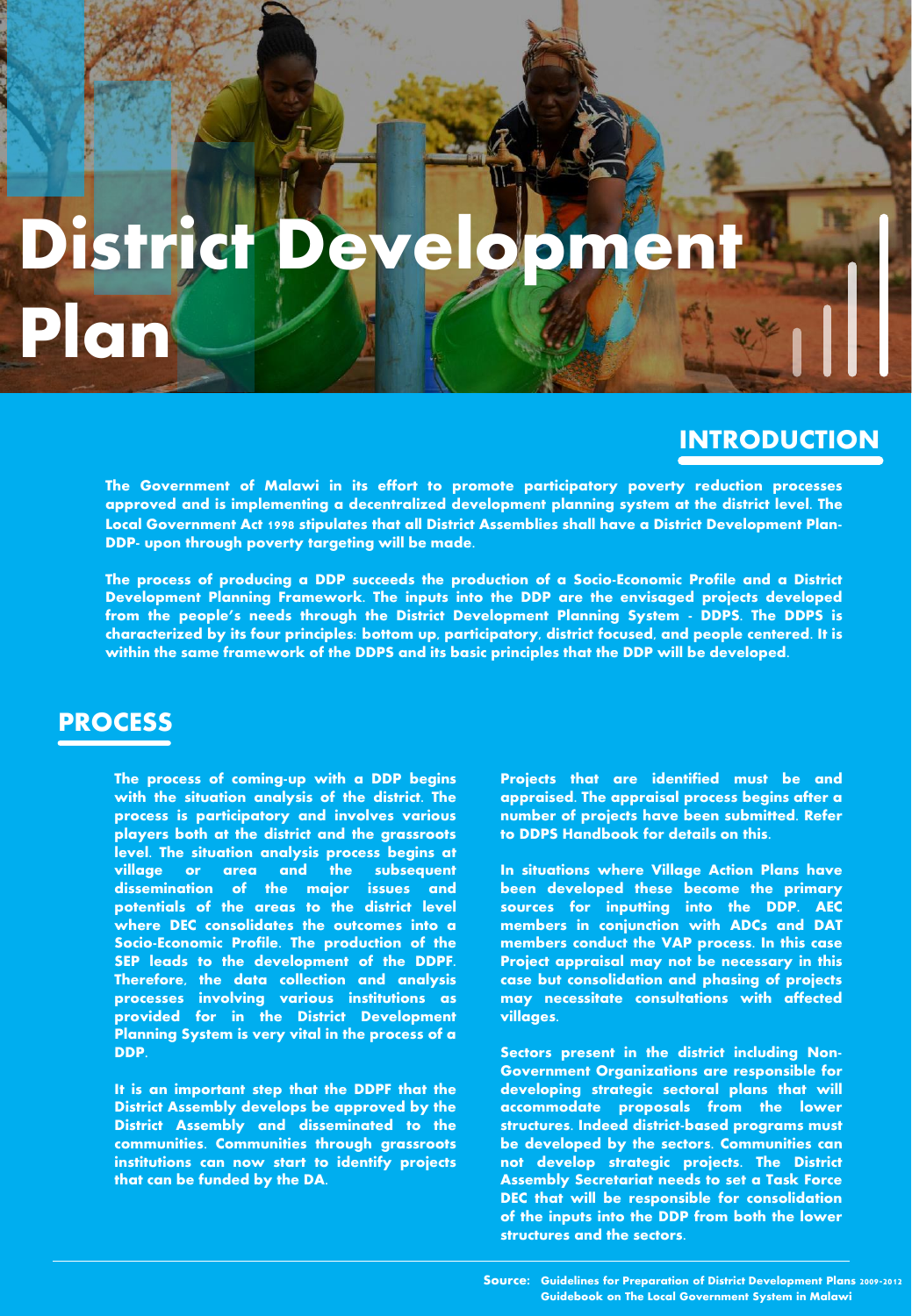# District Development Plan

## INTRODUCTION

**The Government of Malawi in its effort to promote participatory poverty reduction processes approved and is implementing a decentralized development planning system at the district level. The Local Government Act 1998 stipulates that all District Assemblies shall have a District Development Plan-DDP- upon through poverty targeting will be made.**

**The process of producing a DDP succeeds the production of a Socio-Economic Profile and a District Development Planning Framework. The inputs into the DDP are the envisaged projects developed from the people's needs through the District Development Planning System - DDPS. The DDPS is characterized by its four principles: bottom up, participatory, district focused, and people centered. It is within the same framework of the DDPS and its basic principles that the DDP will be developed.**

## PROCESS

**The process of coming-up with a DDP begins with the situation analysis of the district. The process is participatory and involves various players both at the district and the grassroots level. The situation analysis process begins at village or area and the subsequent dissemination of the major issues and potentials of the areas to the district level where DEC consolidates the outcomes into a Socio-Economic Profile. The production of the SEP leads to the development of the DDPF. Therefore, the data collection and analysis processes involving various institutions as provided for in the District Development Planning System is very vital in the process of a DDP.**

**It is an important step that the DDPF that the District Assembly develops be approved by the District Assembly and disseminated to the communities. Communities through grassroots institutions can now start to identify projects that can be funded by the DA.**

**Projects that are identified must be and appraised. The appraisal process begins after a number of projects have been submitted. Refer to DDPS Handbook for details on this.**

**In situations where Village Action Plans have been developed these become the primary sources for inputting into the DDP. AEC members in conjunction with ADCs and DAT members conduct the VAP process. In this case Project appraisal may not be necessary in this case but consolidation and phasing of projects may necessitate consultations with affected villages.**

**Sectors present in the district including Non-Government Organizations are responsible for developing strategic sectoral plans that will accommodate proposals from the lower structures. Indeed district-based programs must be developed by the sectors. Communities can not develop strategic projects. The District Assembly Secretariat needs to set a Task Force DEC that will be responsible for consolidation of the inputs into the DDP from both the lower structures and the sectors.**

**Source:** Guidelines for Preparation of District Development Plans 2009-2012
Guidebook on The Local Government System in Malawi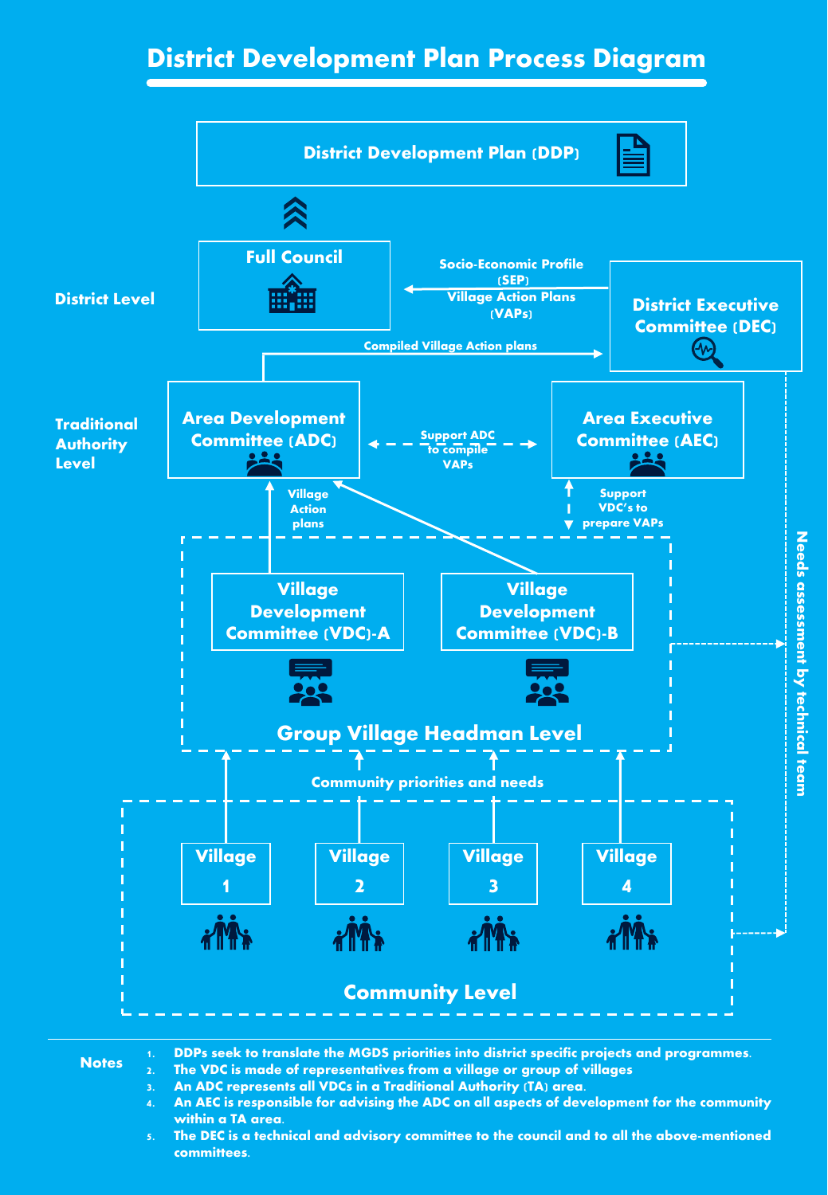# District Development Plan Process Diagram

District Development Plan (DDP)

District Level

Full Council

Socio-Economic Profile (SEP)
Village Action Plans (VAPs)

District Executive Committee (DEC)

Compiled Village Action plans

Traditional Authority Level

Area Development Committee (ADC)

Support ADC to compile VAPs

Area Executive Committee (AEC)

Village Action plans

Support VDC's to prepare VAPs

Village Development Committee (VDC)-A

Village Development Committee (VDC)-B

Group Village Headman Level

Needs assessment by technical team

Community priorities and needs

Village 1

Village 2

Village 3

Village 4

Community Level

**Notes**

1. DDPs seek to translate the MGDS priorities into district specific projects and programmes.
2. The VDC is made of representatives from a village or group of villages
3. An ADC represents all VDCs in a Traditional Authority (TA) area.
4. An AEC is responsible for advising the ADC on all aspects of development for the community within a TA area.
5. The DEC is a technical and advisory committee to the council and to all the above-mentioned committees.